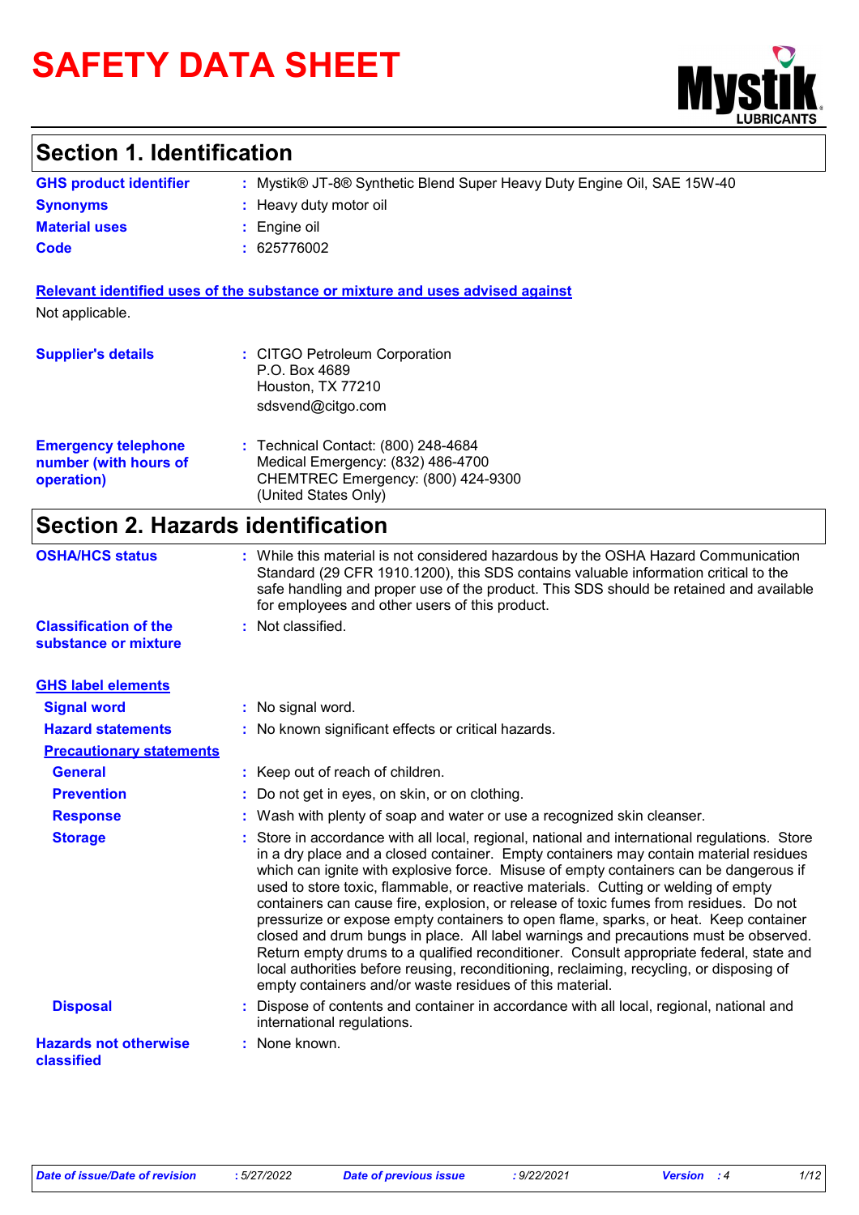# SAFETY DATA SHEET

Mystik LUBRICANTS

## Section 1. Identification

**GHS product identifier** : Mystik® JT-8® Synthetic Blend Super Heavy Duty Engine Oil, SAE 15W-40

**Synonyms** : Heavy duty motor oil

**Material uses** : Engine oil

**Code** : 625776002

**Relevant identified uses of the substance or mixture and uses advised against**

Not applicable.

**Supplier's details** : CITGO Petroleum Corporation
P.O. Box 4689
Houston, TX 77210
sdsvend@citgo.com

**Emergency telephone number (with hours of operation)** : Technical Contact: (800) 248-4684
Medical Emergency: (832) 486-4700
CHEMTREC Emergency: (800) 424-9300
(United States Only)

## Section 2. Hazards identification

**OSHA/HCS status** : While this material is not considered hazardous by the OSHA Hazard Communication Standard (29 CFR 1910.1200), this SDS contains valuable information critical to the safe handling and proper use of the product. This SDS should be retained and available for employees and other users of this product.

**Classification of the substance or mixture** : Not classified.

**GHS label elements**

**Signal word** : No signal word.

**Hazard statements** : No known significant effects or critical hazards.

**Precautionary statements**

**General** : Keep out of reach of children.

**Prevention** : Do not get in eyes, on skin, or on clothing.

**Response** : Wash with plenty of soap and water or use a recognized skin cleanser.

**Storage** : Store in accordance with all local, regional, national and international regulations. Store in a dry place and a closed container. Empty containers may contain material residues which can ignite with explosive force. Misuse of empty containers can be dangerous if used to store toxic, flammable, or reactive materials. Cutting or welding of empty containers can cause fire, explosion, or release of toxic fumes from residues. Do not pressurize or expose empty containers to open flame, sparks, or heat. Keep container closed and drum bungs in place. All label warnings and precautions must be observed. Return empty drums to a qualified reconditioner. Consult appropriate federal, state and local authorities before reusing, reconditioning, reclaiming, recycling, or disposing of empty containers and/or waste residues of this material.

**Disposal** : Dispose of contents and container in accordance with all local, regional, national and international regulations.

**Hazards not otherwise classified** : None known.

*Date of issue/Date of revision* : 5/27/2022 *Date of previous issue* : 9/22/2021 *Version* : 4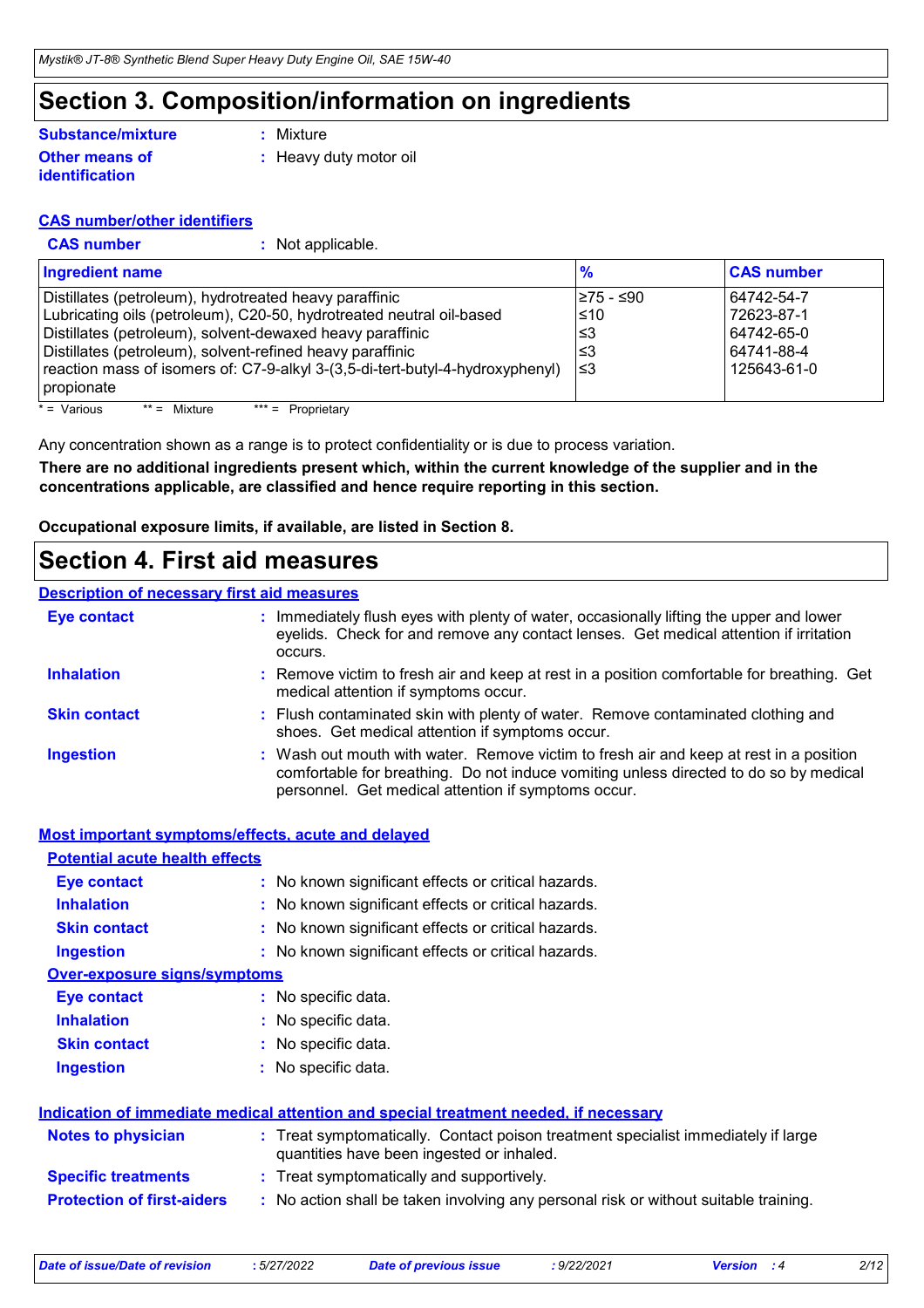# Section 3. Composition/information on ingredients

**Substance/mixture** : Mixture

**Other means of identification** : Heavy duty motor oil

**CAS number/other identifiers**

**CAS number** : Not applicable.

| Ingredient name | % | CAS number |
|---|---|---|
| Distillates (petroleum), hydrotreated heavy paraffinic | ≥75 - ≤90 | 64742-54-7 |
| Lubricating oils (petroleum), C20-50, hydrotreated neutral oil-based | ≤10 | 72623-87-1 |
| Distillates (petroleum), solvent-dewaxed heavy paraffinic | ≤3 | 64742-65-0 |
| Distillates (petroleum), solvent-refined heavy paraffinic | ≤3 | 64741-88-4 |
| reaction mass of isomers of: C7-9-alkyl 3-(3,5-di-tert-butyl-4-hydroxyphenyl) propionate | ≤3 | 125643-61-0 |

\* = Various  ** = Mixture  *** = Proprietary

Any concentration shown as a range is to protect confidentiality or is due to process variation.

**There are no additional ingredients present which, within the current knowledge of the supplier and in the concentrations applicable, are classified and hence require reporting in this section.**

**Occupational exposure limits, if available, are listed in Section 8.**

# Section 4. First aid measures

**Description of necessary first aid measures**

**Eye contact** : Immediately flush eyes with plenty of water, occasionally lifting the upper and lower eyelids. Check for and remove any contact lenses. Get medical attention if irritation occurs.

**Inhalation** : Remove victim to fresh air and keep at rest in a position comfortable for breathing. Get medical attention if symptoms occur.

**Skin contact** : Flush contaminated skin with plenty of water. Remove contaminated clothing and shoes. Get medical attention if symptoms occur.

**Ingestion** : Wash out mouth with water. Remove victim to fresh air and keep at rest in a position comfortable for breathing. Do not induce vomiting unless directed to do so by medical personnel. Get medical attention if symptoms occur.

**Most important symptoms/effects, acute and delayed**

**Potential acute health effects**

**Eye contact** : No known significant effects or critical hazards.

**Inhalation** : No known significant effects or critical hazards.

**Skin contact** : No known significant effects or critical hazards.

**Ingestion** : No known significant effects or critical hazards.

**Over-exposure signs/symptoms**

**Eye contact** : No specific data.

**Inhalation** : No specific data.

**Skin contact** : No specific data.

**Ingestion** : No specific data.

**Indication of immediate medical attention and special treatment needed, if necessary**

**Notes to physician** : Treat symptomatically. Contact poison treatment specialist immediately if large quantities have been ingested or inhaled.

**Specific treatments** : Treat symptomatically and supportively.

**Protection of first-aiders** : No action shall be taken involving any personal risk or without suitable training.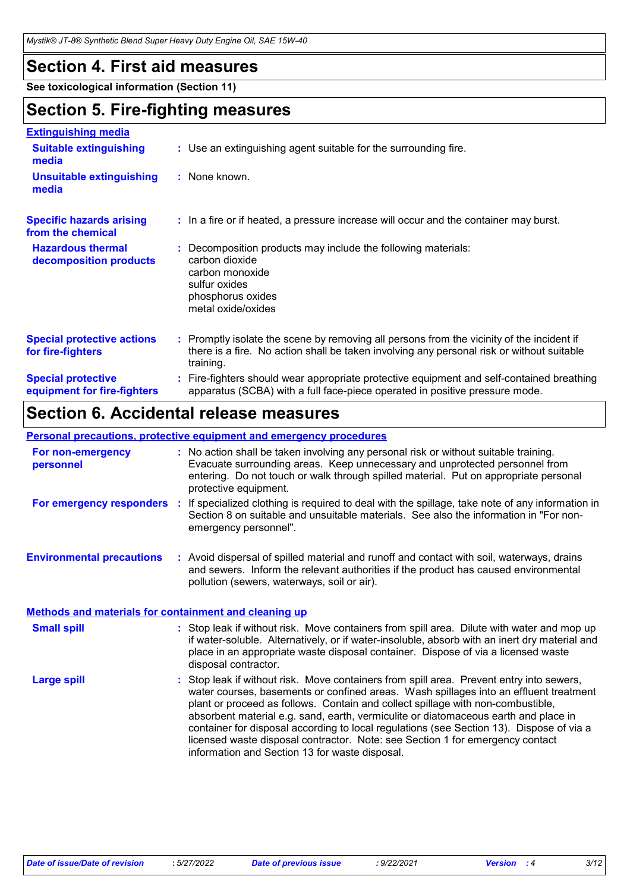## Section 4. First aid measures

**See toxicological information (Section 11)**

## Section 5. Fire-fighting measures

### Extinguishing media

**Suitable extinguishing media** : Use an extinguishing agent suitable for the surrounding fire.

**Unsuitable extinguishing media** : None known.

**Specific hazards arising from the chemical** : In a fire or if heated, a pressure increase will occur and the container may burst.

**Hazardous thermal decomposition products** : Decomposition products may include the following materials:
carbon dioxide
carbon monoxide
sulfur oxides
phosphorus oxides
metal oxide/oxides

**Special protective actions for fire-fighters** : Promptly isolate the scene by removing all persons from the vicinity of the incident if there is a fire. No action shall be taken involving any personal risk or without suitable training.

**Special protective equipment for fire-fighters** : Fire-fighters should wear appropriate protective equipment and self-contained breathing apparatus (SCBA) with a full face-piece operated in positive pressure mode.

## Section 6. Accidental release measures

### Personal precautions, protective equipment and emergency procedures

**For non-emergency personnel** : No action shall be taken involving any personal risk or without suitable training. Evacuate surrounding areas. Keep unnecessary and unprotected personnel from entering. Do not touch or walk through spilled material. Put on appropriate personal protective equipment.

**For emergency responders** : If specialized clothing is required to deal with the spillage, take note of any information in Section 8 on suitable and unsuitable materials. See also the information in "For non-emergency personnel".

**Environmental precautions** : Avoid dispersal of spilled material and runoff and contact with soil, waterways, drains and sewers. Inform the relevant authorities if the product has caused environmental pollution (sewers, waterways, soil or air).

### Methods and materials for containment and cleaning up

**Small spill** : Stop leak if without risk. Move containers from spill area. Dilute with water and mop up if water-soluble. Alternatively, or if water-insoluble, absorb with an inert dry material and place in an appropriate waste disposal container. Dispose of via a licensed waste disposal contractor.

**Large spill** : Stop leak if without risk. Move containers from spill area. Prevent entry into sewers, water courses, basements or confined areas. Wash spillages into an effluent treatment plant or proceed as follows. Contain and collect spillage with non-combustible, absorbent material e.g. sand, earth, vermiculite or diatomaceous earth and place in container for disposal according to local regulations (see Section 13). Dispose of via a licensed waste disposal contractor. Note: see Section 1 for emergency contact information and Section 13 for waste disposal.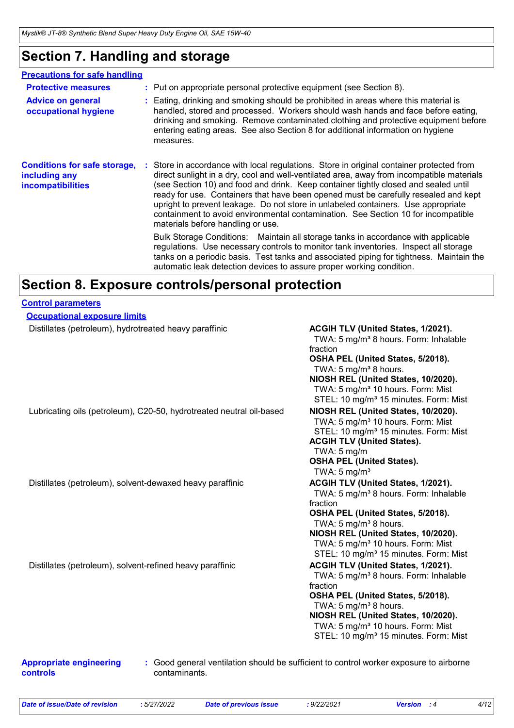# Section 7. Handling and storage

**Precautions for safe handling**

**Protective measures** : Put on appropriate personal protective equipment (see Section 8).

**Advice on general occupational hygiene** : Eating, drinking and smoking should be prohibited in areas where this material is handled, stored and processed. Workers should wash hands and face before eating, drinking and smoking. Remove contaminated clothing and protective equipment before entering eating areas. See also Section 8 for additional information on hygiene measures.

**Conditions for safe storage, including any incompatibilities** : Store in accordance with local regulations. Store in original container protected from direct sunlight in a dry, cool and well-ventilated area, away from incompatible materials (see Section 10) and food and drink. Keep container tightly closed and sealed until ready for use. Containers that have been opened must be carefully resealed and kept upright to prevent leakage. Do not store in unlabeled containers. Use appropriate containment to avoid environmental contamination. See Section 10 for incompatible materials before handling or use.

Bulk Storage Conditions: Maintain all storage tanks in accordance with applicable regulations. Use necessary controls to monitor tank inventories. Inspect all storage tanks on a periodic basis. Test tanks and associated piping for tightness. Maintain the automatic leak detection devices to assure proper working condition.

# Section 8. Exposure controls/personal protection

**Control parameters**

**Occupational exposure limits**

| Ingredient name | Exposure limits |
|---|---|
| Distillates (petroleum), hydrotreated heavy paraffinic | **ACGIH TLV (United States, 1/2021).**<br>TWA: 5 mg/m³ 8 hours. Form: Inhalable fraction<br>**OSHA PEL (United States, 5/2018).**<br>TWA: 5 mg/m³ 8 hours.<br>**NIOSH REL (United States, 10/2020).**<br>TWA: 5 mg/m³ 10 hours. Form: Mist<br>STEL: 10 mg/m³ 15 minutes. Form: Mist |
| Lubricating oils (petroleum), C20-50, hydrotreated neutral oil-based | **NIOSH REL (United States, 10/2020).**<br>TWA: 5 mg/m³ 10 hours. Form: Mist<br>STEL: 10 mg/m³ 15 minutes. Form: Mist<br>**ACGIH TLV (United States).**<br>TWA: 5 mg/m<br>**OSHA PEL (United States).**<br>TWA: 5 mg/m³ |
| Distillates (petroleum), solvent-dewaxed heavy paraffinic | **ACGIH TLV (United States, 1/2021).**<br>TWA: 5 mg/m³ 8 hours. Form: Inhalable fraction<br>**OSHA PEL (United States, 5/2018).**<br>TWA: 5 mg/m³ 8 hours.<br>**NIOSH REL (United States, 10/2020).**<br>TWA: 5 mg/m³ 10 hours. Form: Mist<br>STEL: 10 mg/m³ 15 minutes. Form: Mist |
| Distillates (petroleum), solvent-refined heavy paraffinic | **ACGIH TLV (United States, 1/2021).**<br>TWA: 5 mg/m³ 8 hours. Form: Inhalable fraction<br>**OSHA PEL (United States, 5/2018).**<br>TWA: 5 mg/m³ 8 hours.<br>**NIOSH REL (United States, 10/2020).**<br>TWA: 5 mg/m³ 10 hours. Form: Mist<br>STEL: 10 mg/m³ 15 minutes. Form: Mist |

**Appropriate engineering controls** : Good general ventilation should be sufficient to control worker exposure to airborne contaminants.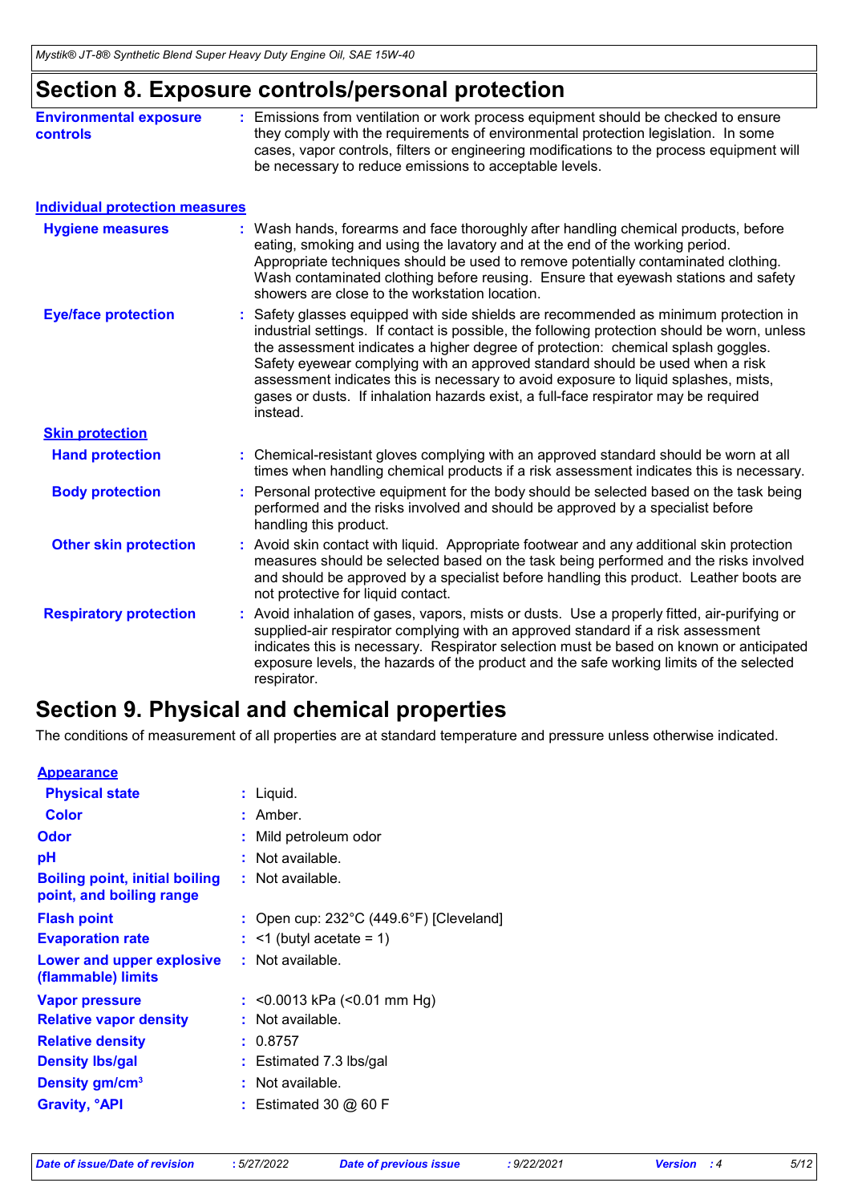# Section 8. Exposure controls/personal protection

**Environmental exposure controls** : Emissions from ventilation or work process equipment should be checked to ensure they comply with the requirements of environmental protection legislation. In some cases, vapor controls, filters or engineering modifications to the process equipment will be necessary to reduce emissions to acceptable levels.

**Individual protection measures**

**Hygiene measures** : Wash hands, forearms and face thoroughly after handling chemical products, before eating, smoking and using the lavatory and at the end of the working period. Appropriate techniques should be used to remove potentially contaminated clothing. Wash contaminated clothing before reusing. Ensure that eyewash stations and safety showers are close to the workstation location.

**Eye/face protection** : Safety glasses equipped with side shields are recommended as minimum protection in industrial settings. If contact is possible, the following protection should be worn, unless the assessment indicates a higher degree of protection: chemical splash goggles. Safety eyewear complying with an approved standard should be used when a risk assessment indicates this is necessary to avoid exposure to liquid splashes, mists, gases or dusts. If inhalation hazards exist, a full-face respirator may be required instead.

**Skin protection**

**Hand protection** : Chemical-resistant gloves complying with an approved standard should be worn at all times when handling chemical products if a risk assessment indicates this is necessary.

**Body protection** : Personal protective equipment for the body should be selected based on the task being performed and the risks involved and should be approved by a specialist before handling this product.

**Other skin protection** : Avoid skin contact with liquid. Appropriate footwear and any additional skin protection measures should be selected based on the task being performed and the risks involved and should be approved by a specialist before handling this product. Leather boots are not protective for liquid contact.

**Respiratory protection** : Avoid inhalation of gases, vapors, mists or dusts. Use a properly fitted, air-purifying or supplied-air respirator complying with an approved standard if a risk assessment indicates this is necessary. Respirator selection must be based on known or anticipated exposure levels, the hazards of the product and the safe working limits of the selected respirator.

# Section 9. Physical and chemical properties

The conditions of measurement of all properties are at standard temperature and pressure unless otherwise indicated.

**Appearance**

**Physical state** : Liquid.

**Color** : Amber.

**Odor** : Mild petroleum odor

**pH** : Not available.

**Boiling point, initial boiling point, and boiling range** : Not available.

**Flash point** : Open cup: 232°C (449.6°F) [Cleveland]

**Evaporation rate** : <1 (butyl acetate = 1)

**Lower and upper explosive (flammable) limits** : Not available.

**Vapor pressure** : <0.0013 kPa (<0.01 mm Hg)

**Relative vapor density** : Not available.

**Relative density** : 0.8757

**Density lbs/gal** : Estimated 7.3 lbs/gal

**Density gm/cm$^3$** : Not available.

**Gravity, °API** : Estimated 30 @ 60 F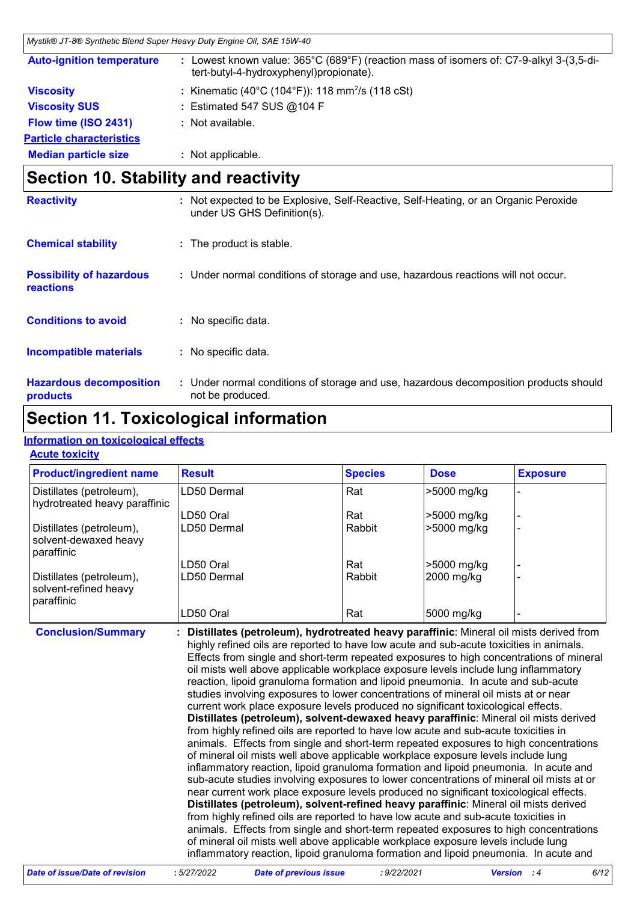| | | |
|---|---|---|
| **Auto-ignition temperature** | : | Lowest known value: 365°C (689°F) (reaction mass of isomers of: C7-9-alkyl 3-(3,5-di-tert-butyl-4-hydroxyphenyl)propionate). |
| **Viscosity** | : | Kinematic (40°C (104°F)): 118 $mm^2/s$ (118 cSt) |
| **Viscosity SUS** | : | Estimated 547 SUS @104 F |
| **Flow time (ISO 2431)** | : | Not available. |

**Particle characteristics**

| | | |
|---|---|---|
| **Median particle size** | : | Not applicable. |

## Section 10. Stability and reactivity

| | | |
|---|---|---|
| **Reactivity** | : | Not expected to be Explosive, Self-Reactive, Self-Heating, or an Organic Peroxide under US GHS Definition(s). |
| **Chemical stability** | : | The product is stable. |
| **Possibility of hazardous reactions** | : | Under normal conditions of storage and use, hazardous reactions will not occur. |
| **Conditions to avoid** | : | No specific data. |
| **Incompatible materials** | : | No specific data. |
| **Hazardous decomposition products** | : | Under normal conditions of storage and use, hazardous decomposition products should not be produced. |

## Section 11. Toxicological information

**Information on toxicological effects**

**Acute toxicity**

| Product/ingredient name | Result | Species | Dose | Exposure |
|---|---|---|---|---|
| Distillates (petroleum), hydrotreated heavy paraffinic | LD50 Dermal | Rat | >5000 mg/kg | - |
| | LD50 Oral | Rat | >5000 mg/kg | - |
| Distillates (petroleum), solvent-dewaxed heavy paraffinic | LD50 Dermal | Rabbit | >5000 mg/kg | - |
| | LD50 Oral | Rat | >5000 mg/kg | - |
| Distillates (petroleum), solvent-refined heavy paraffinic | LD50 Dermal | Rabbit | 2000 mg/kg | - |
| | LD50 Oral | Rat | 5000 mg/kg | - |

**Conclusion/Summary** : **Distillates (petroleum), hydrotreated heavy paraffinic**: Mineral oil mists derived from highly refined oils are reported to have low acute and sub-acute toxicities in animals. Effects from single and short-term repeated exposures to high concentrations of mineral oil mists well above applicable workplace exposure levels include lung inflammatory reaction, lipoid granuloma formation and lipoid pneumonia. In acute and sub-acute studies involving exposures to lower concentrations of mineral oil mists at or near current work place exposure levels produced no significant toxicological effects.
**Distillates (petroleum), solvent-dewaxed heavy paraffinic**: Mineral oil mists derived from highly refined oils are reported to have low acute and sub-acute toxicities in animals. Effects from single and short-term repeated exposures to high concentrations of mineral oil mists well above applicable workplace exposure levels include lung inflammatory reaction, lipoid granuloma formation and lipoid pneumonia. In acute and sub-acute studies involving exposures to lower concentrations of mineral oil mists at or near current work place exposure levels produced no significant toxicological effects.
**Distillates (petroleum), solvent-refined heavy paraffinic**: Mineral oil mists derived from highly refined oils are reported to have low acute and sub-acute toxicities in animals. Effects from single and short-term repeated exposures to high concentrations of mineral oil mists well above applicable workplace exposure levels include lung inflammatory reaction, lipoid granuloma formation and lipoid pneumonia. In acute and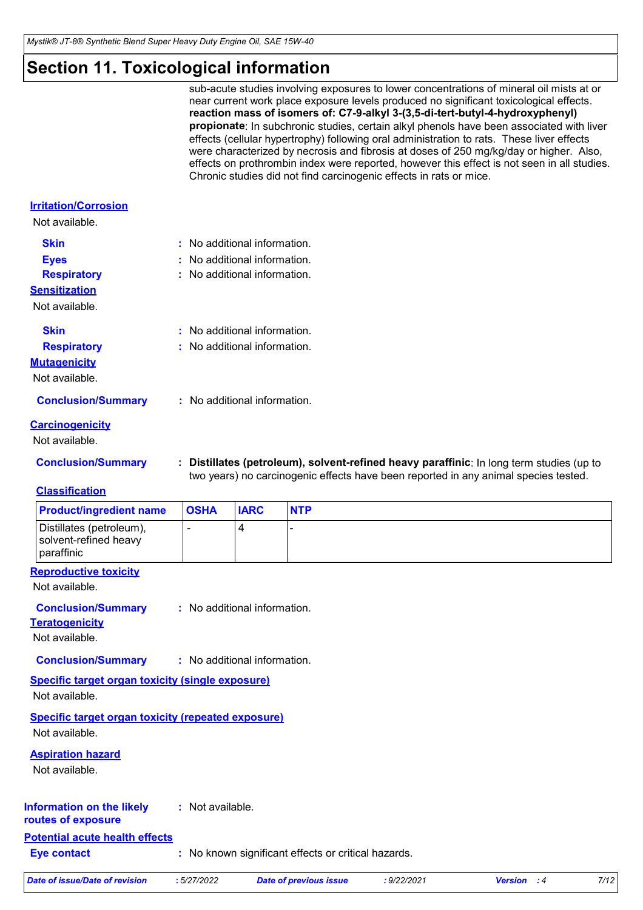## Section 11. Toxicological information

sub-acute studies involving exposures to lower concentrations of mineral oil mists at or near current work place exposure levels produced no significant toxicological effects. **reaction mass of isomers of: C7-9-alkyl 3-(3,5-di-tert-butyl-4-hydroxyphenyl) propionate**: In subchronic studies, certain alkyl phenols have been associated with liver effects (cellular hypertrophy) following oral administration to rats. These liver effects were characterized by necrosis and fibrosis at doses of 250 mg/kg/day or higher. Also, effects on prothrombin index were reported, however this effect is not seen in all studies. Chronic studies did not find carcinogenic effects in rats or mice.

**Irritation/Corrosion**

Not available.

**Skin** : No additional information.

**Eyes** : No additional information.

**Respiratory** : No additional information.

**Sensitization**

Not available.

**Skin** : No additional information.

**Respiratory** : No additional information.

**Mutagenicity**

Not available.

**Conclusion/Summary** : No additional information.

**Carcinogenicity**

Not available.

**Conclusion/Summary** : **Distillates (petroleum), solvent-refined heavy paraffinic**: In long term studies (up to two years) no carcinogenic effects have been reported in any animal species tested.

**Classification**

| Product/ingredient name | OSHA | IARC | NTP |
|---|---|---|---|
| Distillates (petroleum), solvent-refined heavy paraffinic | - | 4 | - |

**Reproductive toxicity**

Not available.

**Conclusion/Summary** : No additional information.

**Teratogenicity**

Not available.

**Conclusion/Summary** : No additional information.

**Specific target organ toxicity (single exposure)**

Not available.

**Specific target organ toxicity (repeated exposure)**

Not available.

**Aspiration hazard**

Not available.

**Information on the likely routes of exposure** : Not available.

**Potential acute health effects**

**Eye contact** : No known significant effects or critical hazards.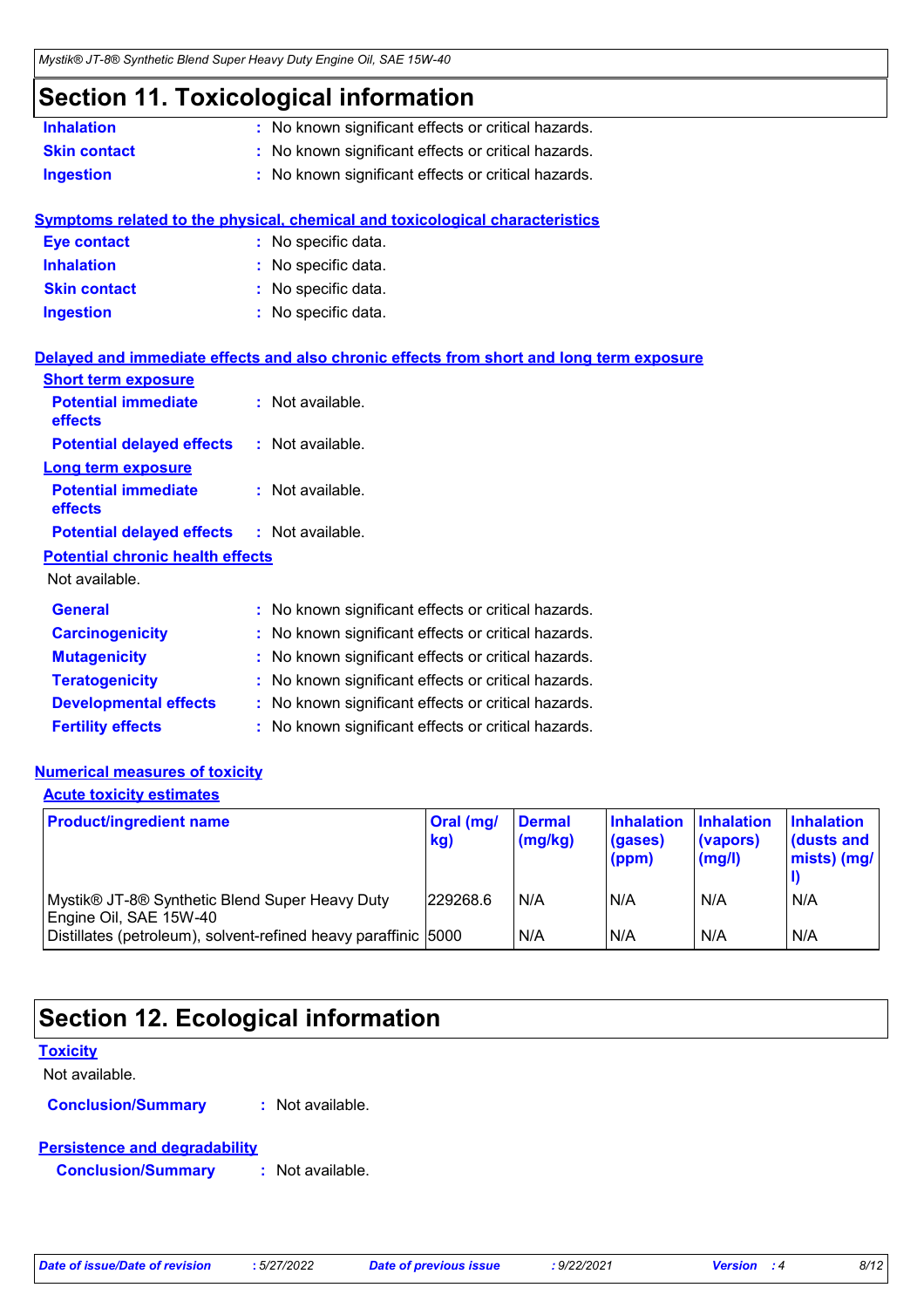# Section 11. Toxicological information

**Inhalation** : No known significant effects or critical hazards.

**Skin contact** : No known significant effects or critical hazards.

**Ingestion** : No known significant effects or critical hazards.

**Symptoms related to the physical, chemical and toxicological characteristics**

**Eye contact** : No specific data.

**Inhalation** : No specific data.

**Skin contact** : No specific data.

**Ingestion** : No specific data.

**Delayed and immediate effects and also chronic effects from short and long term exposure**

**Short term exposure**

**Potential immediate effects** : Not available.

**Potential delayed effects** : Not available.

**Long term exposure**

**Potential immediate effects** : Not available.

**Potential delayed effects** : Not available.

**Potential chronic health effects**

Not available.

**General** : No known significant effects or critical hazards.

**Carcinogenicity** : No known significant effects or critical hazards.

**Mutagenicity** : No known significant effects or critical hazards.

**Teratogenicity** : No known significant effects or critical hazards.

**Developmental effects** : No known significant effects or critical hazards.

**Fertility effects** : No known significant effects or critical hazards.

**Numerical measures of toxicity**

**Acute toxicity estimates**

| Product/ingredient name | Oral (mg/kg) | Dermal (mg/kg) | Inhalation (gases) (ppm) | Inhalation (vapors) (mg/l) | Inhalation (dusts and mists) (mg/l) |
|---|---|---|---|---|---|
| Mystik® JT-8® Synthetic Blend Super Heavy Duty Engine Oil, SAE 15W-40 | 229268.6 | N/A | N/A | N/A | N/A |
| Distillates (petroleum), solvent-refined heavy paraffinic | 5000 | N/A | N/A | N/A | N/A |

# Section 12. Ecological information

**Toxicity**

Not available.

**Conclusion/Summary** : Not available.

**Persistence and degradability**

**Conclusion/Summary** : Not available.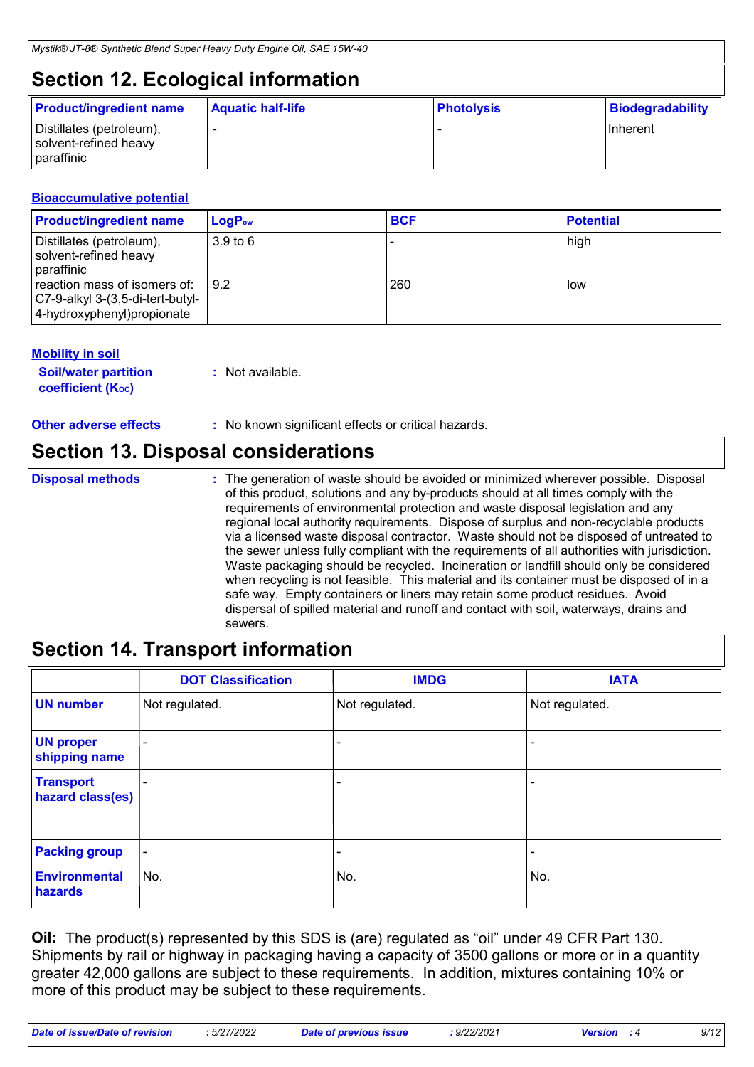## Section 12. Ecological information

| Product/ingredient name | Aquatic half-life | Photolysis | Biodegradability |
|---|---|---|---|
| Distillates (petroleum), solvent-refined heavy paraffinic | - | - | Inherent |

**Bioaccumulative potential**

| Product/ingredient name | $LogP_{ow}$ | BCF | Potential |
|---|---|---|---|
| Distillates (petroleum), solvent-refined heavy paraffinic | 3.9 to 6 | - | high |
| reaction mass of isomers of: C7-9-alkyl 3-(3,5-di-tert-butyl-4-hydroxyphenyl)propionate | 9.2 | 260 | low |

**Mobility in soil**

**Soil/water partition coefficient ($K_{OC}$)** : Not available.

**Other adverse effects** : No known significant effects or critical hazards.

## Section 13. Disposal considerations

**Disposal methods** : The generation of waste should be avoided or minimized wherever possible. Disposal of this product, solutions and any by-products should at all times comply with the requirements of environmental protection and waste disposal legislation and any regional local authority requirements. Dispose of surplus and non-recyclable products via a licensed waste disposal contractor. Waste should not be disposed of untreated to the sewer unless fully compliant with the requirements of all authorities with jurisdiction. Waste packaging should be recycled. Incineration or landfill should only be considered when recycling is not feasible. This material and its container must be disposed of in a safe way. Empty containers or liners may retain some product residues. Avoid dispersal of spilled material and runoff and contact with soil, waterways, drains and sewers.

## Section 14. Transport information

| | DOT Classification | IMDG | IATA |
|---|---|---|---|
| UN number | Not regulated. | Not regulated. | Not regulated. |
| UN proper shipping name | - | - | - |
| Transport hazard class(es) | - | - | - |
| Packing group | - | - | - |
| Environmental hazards | No. | No. | No. |

**Oil:** The product(s) represented by this SDS is (are) regulated as "oil" under 49 CFR Part 130. Shipments by rail or highway in packaging having a capacity of 3500 gallons or more or in a quantity greater 42,000 gallons are subject to these requirements. In addition, mixtures containing 10% or more of this product may be subject to these requirements.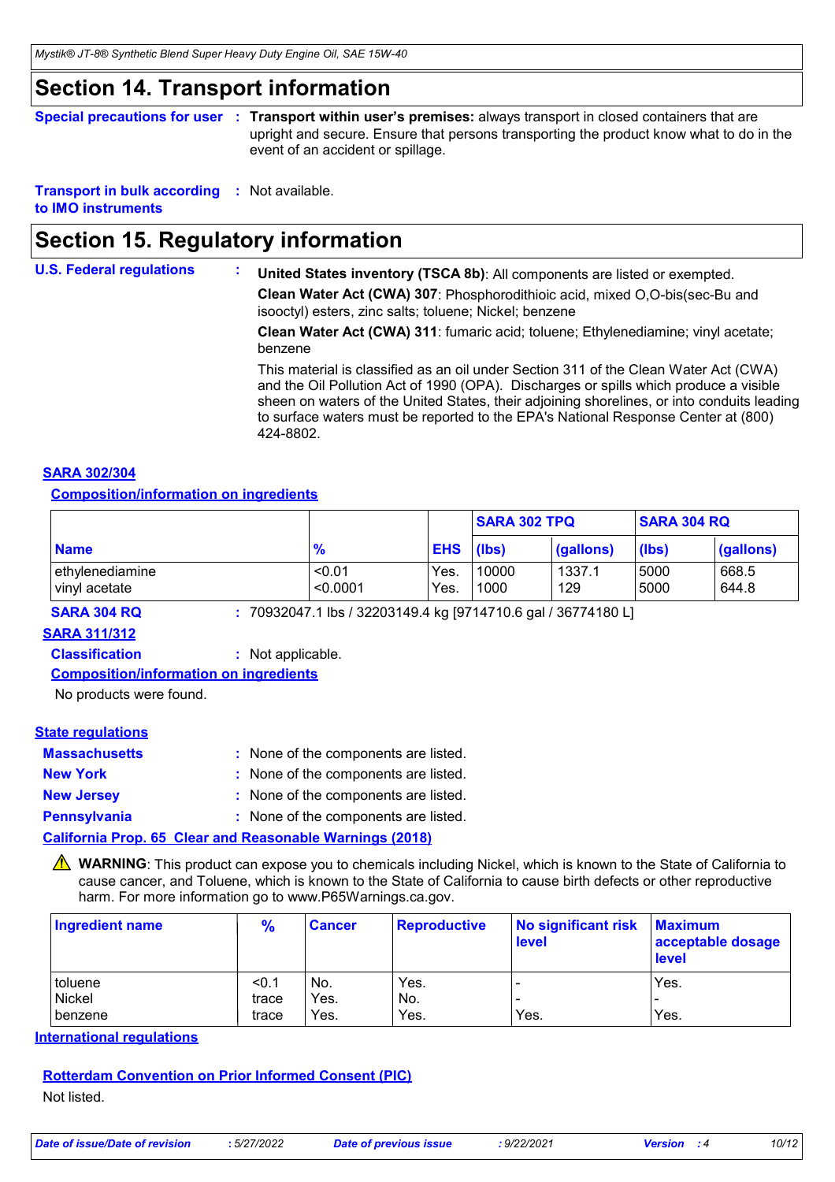# Section 14. Transport information

**Special precautions for user** : **Transport within user's premises:** always transport in closed containers that are upright and secure. Ensure that persons transporting the product know what to do in the event of an accident or spillage.

**Transport in bulk according to IMO instruments** : Not available.

# Section 15. Regulatory information

**U.S. Federal regulations** :

**United States inventory (TSCA 8b)**: All components are listed or exempted.

**Clean Water Act (CWA) 307**: Phosphorodithioic acid, mixed O,O-bis(sec-Bu and isooctyl) esters, zinc salts; toluene; Nickel; benzene

**Clean Water Act (CWA) 311**: fumaric acid; toluene; Ethylenediamine; vinyl acetate; benzene

This material is classified as an oil under Section 311 of the Clean Water Act (CWA) and the Oil Pollution Act of 1990 (OPA). Discharges or spills which produce a visible sheen on waters of the United States, their adjoining shorelines, or into conduits leading to surface waters must be reported to the EPA's National Response Center at (800) 424-8802.

**SARA 302/304**

**Composition/information on ingredients**

| | | | SARA 302 TPQ | | SARA 304 RQ | |
|---|---|---|---|---|---|---|
| **Name** | **%** | **EHS** | **(lbs)** | **(gallons)** | **(lbs)** | **(gallons)** |
| ethylenediamine | <0.01 | Yes. | 10000 | 1337.1 | 5000 | 668.5 |
| vinyl acetate | <0.0001 | Yes. | 1000 | 129 | 5000 | 644.8 |

**SARA 304 RQ** : 70932047.1 lbs / 32203149.4 kg [9714710.6 gal / 36774180 L]

**SARA 311/312**

**Classification** : Not applicable.

**Composition/information on ingredients**

No products were found.

**State regulations**

**Massachusetts** : None of the components are listed.

**New York** : None of the components are listed.

**New Jersey** : None of the components are listed.

**Pennsylvania** : None of the components are listed.

**California Prop. 65 Clear and Reasonable Warnings (2018)**

⚠ **WARNING**: This product can expose you to chemicals including Nickel, which is known to the State of California to cause cancer, and Toluene, which is known to the State of California to cause birth defects or other reproductive harm. For more information go to www.P65Warnings.ca.gov.

| Ingredient name | % | Cancer | Reproductive | No significant risk level | Maximum acceptable dosage level |
|---|---|---|---|---|---|
| toluene | <0.1 | No. | Yes. | - | Yes. |
| Nickel | trace | Yes. | No. | - | - |
| benzene | trace | Yes. | Yes. | Yes. | Yes. |

**International regulations**

**Rotterdam Convention on Prior Informed Consent (PIC)**

Not listed.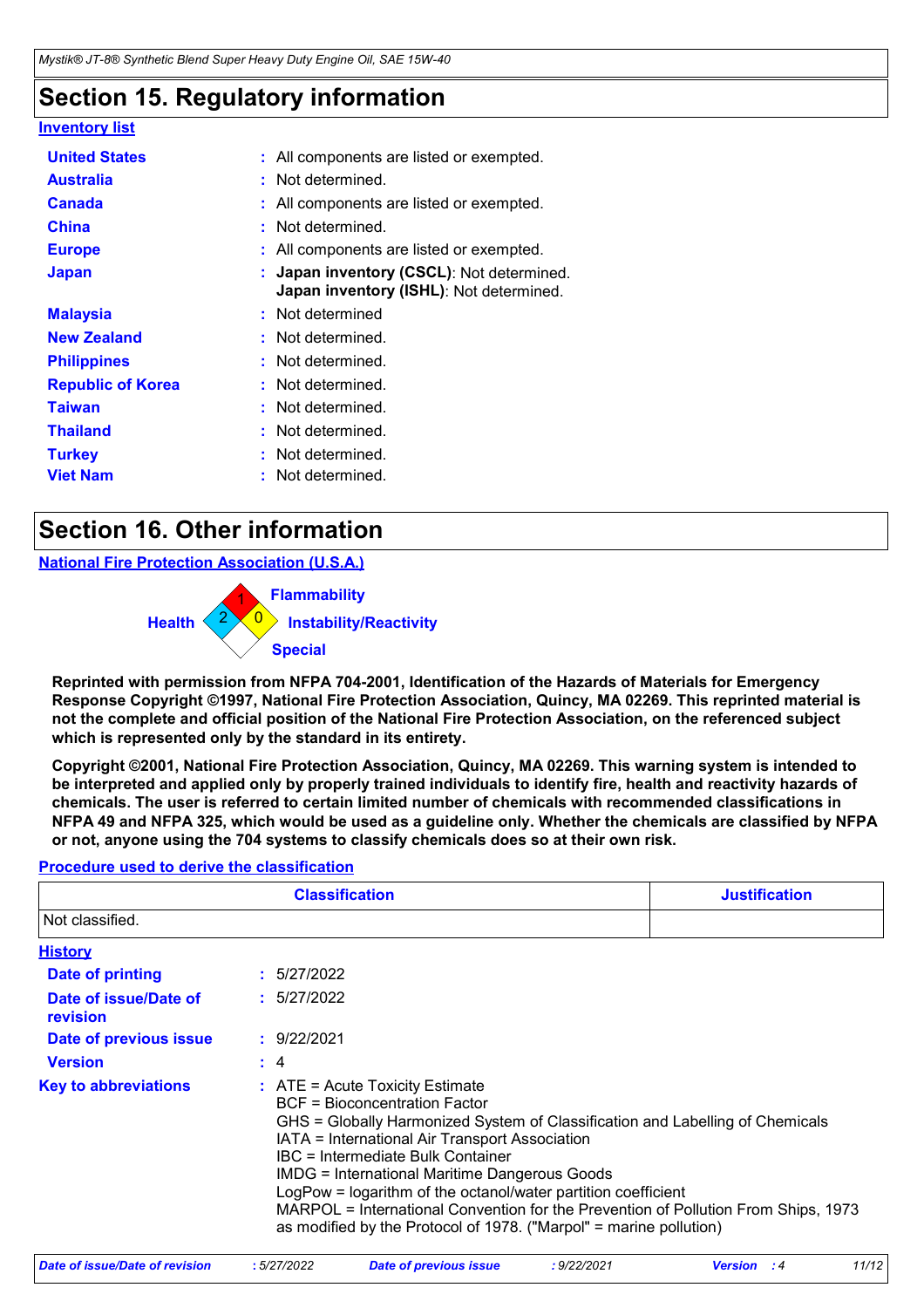## Section 15. Regulatory information

**Inventory list**

| | |
|---|---|
| **United States** | : All components are listed or exempted. |
| **Australia** | : Not determined. |
| **Canada** | : All components are listed or exempted. |
| **China** | : Not determined. |
| **Europe** | : All components are listed or exempted. |
| **Japan** | : **Japan inventory (CSCL)**: Not determined. **Japan inventory (ISHL)**: Not determined. |
| **Malaysia** | : Not determined |
| **New Zealand** | : Not determined. |
| **Philippines** | : Not determined. |
| **Republic of Korea** | : Not determined. |
| **Taiwan** | : Not determined. |
| **Thailand** | : Not determined. |
| **Turkey** | : Not determined. |
| **Viet Nam** | : Not determined. |

## Section 16. Other information

**National Fire Protection Association (U.S.A.)**

Health: 2
Flammability: 1
Instability/Reactivity: 0
Special

**Reprinted with permission from NFPA 704-2001, Identification of the Hazards of Materials for Emergency Response Copyright ©1997, National Fire Protection Association, Quincy, MA 02269. This reprinted material is not the complete and official position of the National Fire Protection Association, on the referenced subject which is represented only by the standard in its entirety.**

**Copyright ©2001, National Fire Protection Association, Quincy, MA 02269. This warning system is intended to be interpreted and applied only by properly trained individuals to identify fire, health and reactivity hazards of chemicals. The user is referred to certain limited number of chemicals with recommended classifications in NFPA 49 and NFPA 325, which would be used as a guideline only. Whether the chemicals are classified by NFPA or not, anyone using the 704 systems to classify chemicals does so at their own risk.**

**Procedure used to derive the classification**

| Classification | Justification |
|---|---|
| Not classified. | |

**History**

| | |
|---|---|
| **Date of printing** | : 5/27/2022 |
| **Date of issue/Date of revision** | : 5/27/2022 |
| **Date of previous issue** | : 9/22/2021 |
| **Version** | : 4 |

**Key to abbreviations** :
ATE = Acute Toxicity Estimate
BCF = Bioconcentration Factor
GHS = Globally Harmonized System of Classification and Labelling of Chemicals
IATA = International Air Transport Association
IBC = Intermediate Bulk Container
IMDG = International Maritime Dangerous Goods
LogPow = logarithm of the octanol/water partition coefficient
MARPOL = International Convention for the Prevention of Pollution From Ships, 1973 as modified by the Protocol of 1978. ("Marpol" = marine pollution)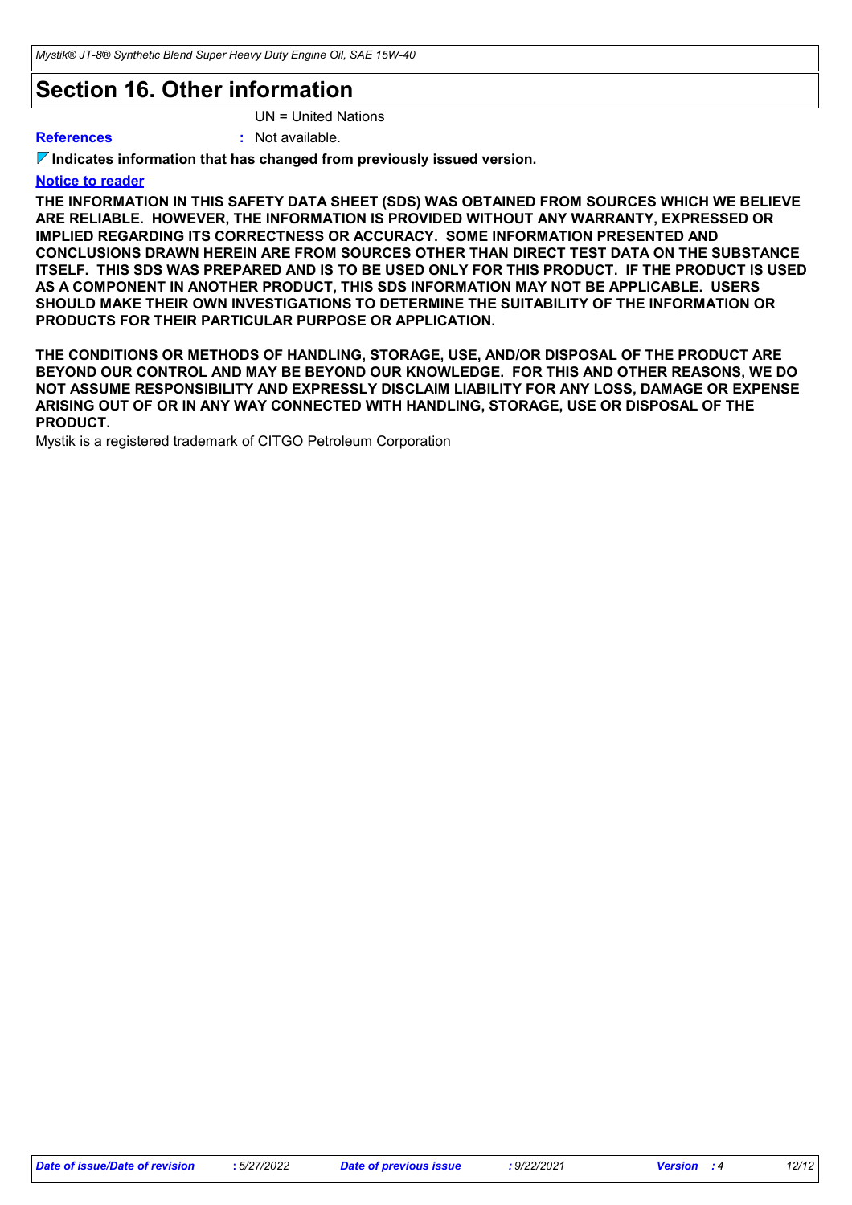# Section 16. Other information

UN = United Nations

**References** : Not available.

**Indicates information that has changed from previously issued version.**

**Notice to reader**

**THE INFORMATION IN THIS SAFETY DATA SHEET (SDS) WAS OBTAINED FROM SOURCES WHICH WE BELIEVE ARE RELIABLE. HOWEVER, THE INFORMATION IS PROVIDED WITHOUT ANY WARRANTY, EXPRESSED OR IMPLIED REGARDING ITS CORRECTNESS OR ACCURACY. SOME INFORMATION PRESENTED AND CONCLUSIONS DRAWN HEREIN ARE FROM SOURCES OTHER THAN DIRECT TEST DATA ON THE SUBSTANCE ITSELF. THIS SDS WAS PREPARED AND IS TO BE USED ONLY FOR THIS PRODUCT. IF THE PRODUCT IS USED AS A COMPONENT IN ANOTHER PRODUCT, THIS SDS INFORMATION MAY NOT BE APPLICABLE. USERS SHOULD MAKE THEIR OWN INVESTIGATIONS TO DETERMINE THE SUITABILITY OF THE INFORMATION OR PRODUCTS FOR THEIR PARTICULAR PURPOSE OR APPLICATION.**

**THE CONDITIONS OR METHODS OF HANDLING, STORAGE, USE, AND/OR DISPOSAL OF THE PRODUCT ARE BEYOND OUR CONTROL AND MAY BE BEYOND OUR KNOWLEDGE. FOR THIS AND OTHER REASONS, WE DO NOT ASSUME RESPONSIBILITY AND EXPRESSLY DISCLAIM LIABILITY FOR ANY LOSS, DAMAGE OR EXPENSE ARISING OUT OF OR IN ANY WAY CONNECTED WITH HANDLING, STORAGE, USE OR DISPOSAL OF THE PRODUCT.**

Mystik is a registered trademark of CITGO Petroleum Corporation